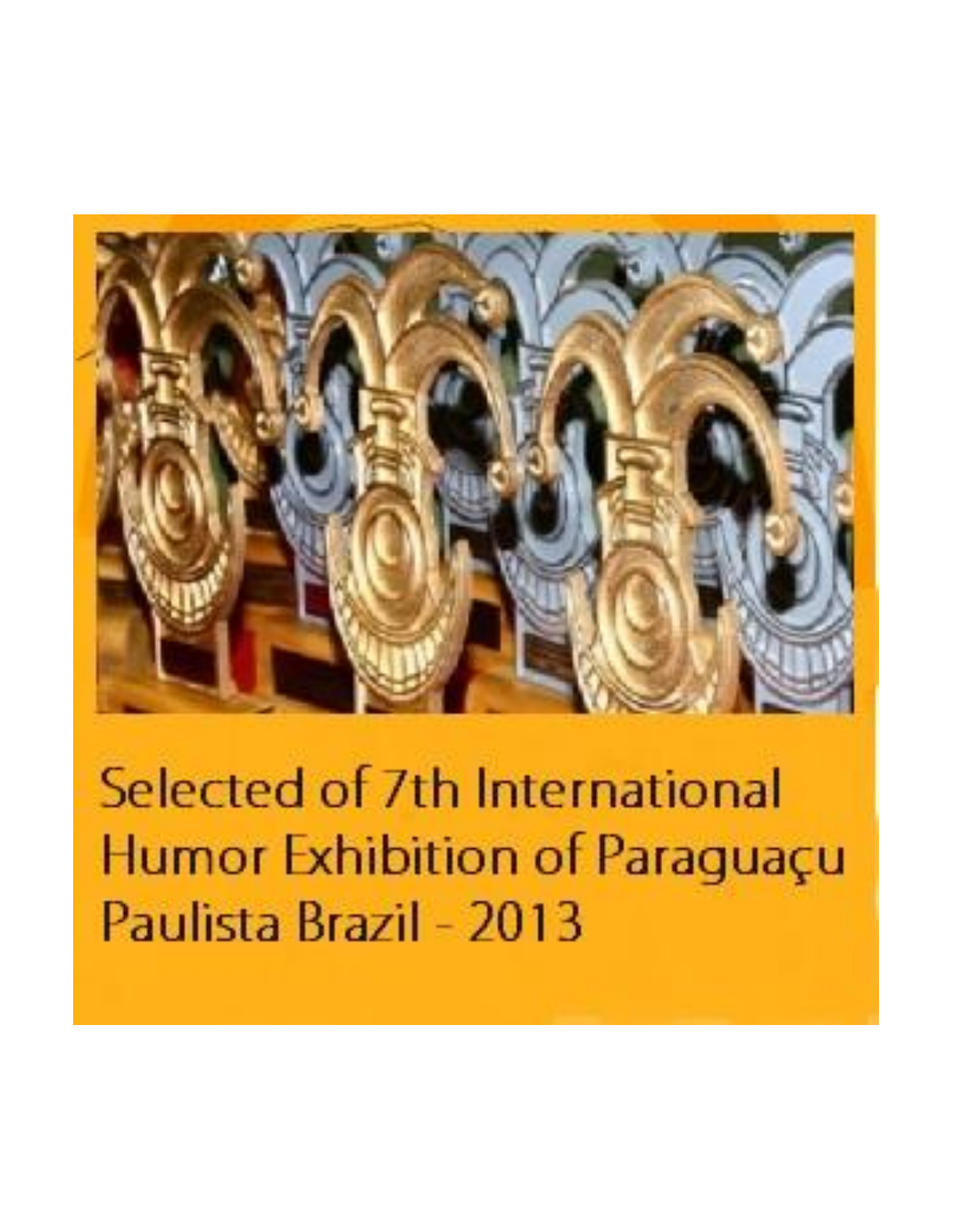Selected of 7th International Humor Exhibition of Paraguaçu Paulista Brazil - 2013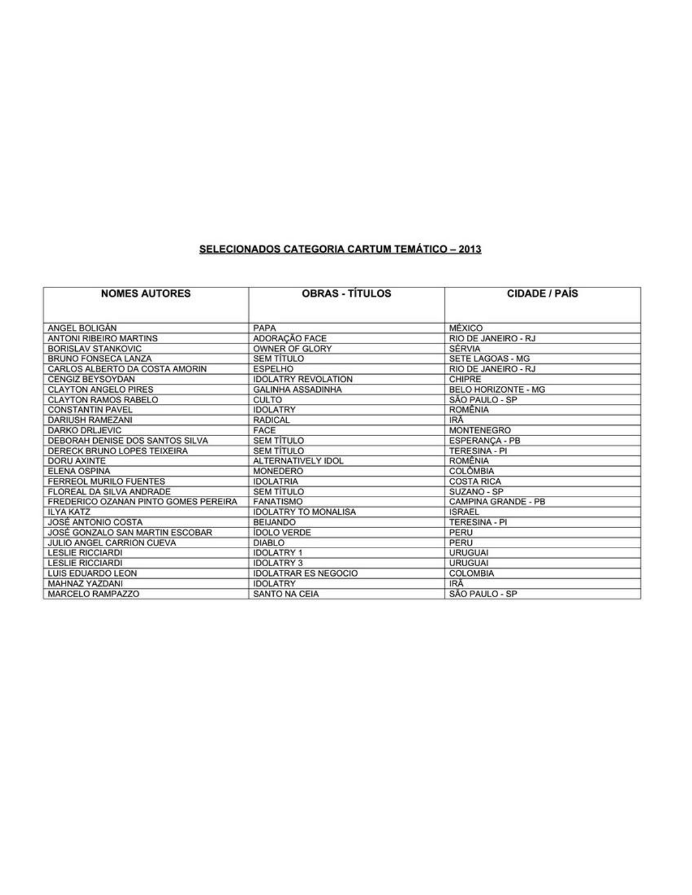**SELECIONADOS CATEGORIA CARTUM TEMÁTICO – 2013**

| NOMES AUTORES | OBRAS - TÍTULOS | CIDADE / PAÍS |
|---|---|---|
| ANGEL BOLIGÁN | PAPA | MÉXICO |
| ANTONI RIBEIRO MARTINS | ADORAÇÃO FACE | RIO DE JANEIRO - RJ |
| BORISLAV STANKOVIC | OWNER OF GLORY | SÉRVIA |
| BRUNO FONSECA LANZA | SEM TÍTULO | SETE LAGOAS - MG |
| CARLOS ALBERTO DA COSTA AMORIN | ESPELHO | RIO DE JANEIRO - RJ |
| CENGIZ BEYSOYDAN | IDOLATRY REVOLATION | CHIPRE |
| CLAYTON ANGELO PIRES | GALINHA ASSADINHA | BELO HORIZONTE - MG |
| CLAYTON RAMOS RABELO | CULTO | SÃO PAULO - SP |
| CONSTANTIN PAVEL | IDOLATRY | ROMÊNIA |
| DARIUSH RAMEZANI | RADICAL | IRÃ |
| DARKO DRLJEVIC | FACE | MONTENEGRO |
| DEBORAH DENISE DOS SANTOS SILVA | SEM TÍTULO | ESPERANÇA - PB |
| DERECK BRUNO LOPES TEIXEIRA | SEM TÍTULO | TERESINA - PI |
| DORU AXINTE | ALTERNATIVELY IDOL | ROMÊNIA |
| ELENA OSPINA | MONEDERO | COLÔMBIA |
| FERREOL MURILO FUENTES | IDOLATRIA | COSTA RICA |
| FLOREAL DA SILVA ANDRADE | SEM TÍTULO | SUZANO - SP |
| FREDERICO OZANAN PINTO GOMES PEREIRA | FANATISMO | CAMPINA GRANDE - PB |
| ILYA KATZ | IDOLATRY TO MONALISA | ISRAEL |
| JOSÉ ANTONIO COSTA | BEIJANDO | TERESINA - PI |
| JOSÉ GONZALO SAN MARTIN ESCOBAR | ÍDOLO VERDE | PERU |
| JULIO ANGEL CARRION CUEVA | DIABLO | PERU |
| LESLIE RICCIARDI | IDOLATRY 1 | URUGUAI |
| LESLIE RICCIARDI | IDOLATRY 3 | URUGUAI |
| LUIS EDUARDO LEON | IDOLATRAR ES NEGOCIO | COLOMBIA |
| MAHNAZ YAZDANI | IDOLATRY | IRÃ |
| MARCELO RAMPAZZO | SANTO NA CEIA | SÃO PAULO - SP |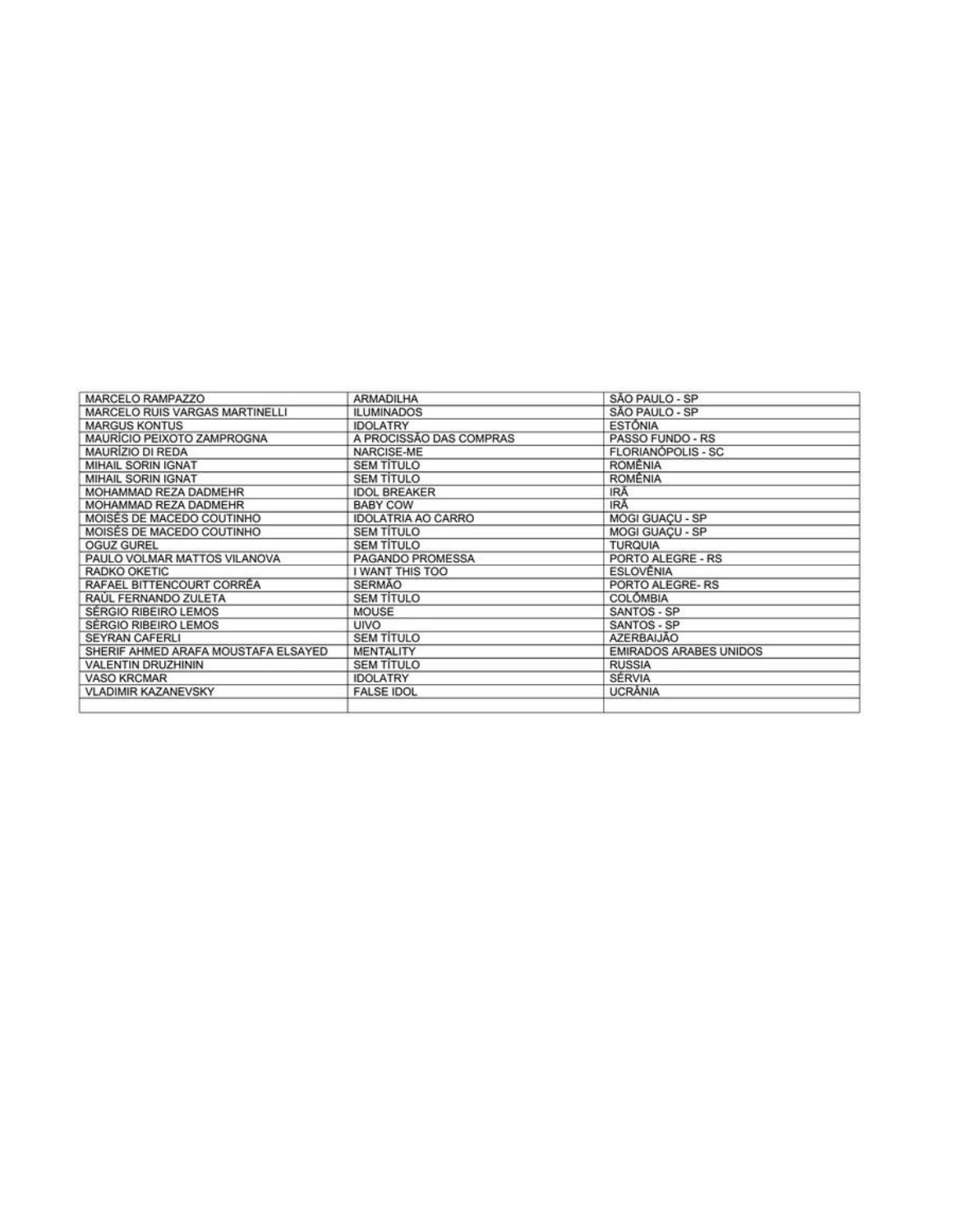| | | |
|---|---|---|
| MARCELO RAMPAZZO | ARMADILHA | SÃO PAULO - SP |
| MARCELO RUIS VARGAS MARTINELLI | ILUMINADOS | SÃO PAULO - SP |
| MARGUS KONTUS | IDOLATRY | ESTÔNIA |
| MAURÍCIO PEIXOTO ZAMPROGNA | A PROCISSÃO DAS COMPRAS | PASSO FUNDO - RS |
| MAURÍZIO DI REDA | NARCISE-ME | FLORIANÓPOLIS - SC |
| MIHAIL SORIN IGNAT | SEM TÍTULO | ROMÊNIA |
| MIHAIL SORIN IGNAT | SEM TÍTULO | ROMÊNIA |
| MOHAMMAD REZA DADMEHR | IDOL BREAKER | IRÃ |
| MOHAMMAD REZA DADMEHR | BABY COW | IRÃ |
| MOISÉS DE MACEDO COUTINHO | IDOLATRIA AO CARRO | MOGI GUAÇU - SP |
| MOISÉS DE MACEDO COUTINHO | SEM TÍTULO | MOGI GUAÇU - SP |
| OGUZ GUREL | SEM TÍTULO | TURQUIA |
| PAULO VOLMAR MATTOS VILANOVA | PAGANDO PROMESSA | PORTO ALEGRE - RS |
| RADKO OKETIC | I WANT THIS TOO | ESLOVÊNIA |
| RAFAEL BITTENCOURT CORRÊA | SERMÃO | PORTO ALEGRE- RS |
| RAÚL FERNANDO ZULETA | SEM TÍTULO | COLÔMBIA |
| SÉRGIO RIBEIRO LEMOS | MOUSE | SANTOS - SP |
| SÉRGIO RIBEIRO LEMOS | UIVO | SANTOS - SP |
| SEYRAN CAFERLI | SEM TÍTULO | AZERBAIJÃO |
| SHERIF AHMED ARAFA MOUSTAFA ELSAYED | MENTALITY | EMIRADOS ARABES UNIDOS |
| VALENTIN DRUZHININ | SEM TÍTULO | RUSSIA |
| VASO KRCMAR | IDOLATRY | SÉRVIA |
| VLADIMIR KAZANEVSKY | FALSE IDOL | UCRÂNIA |
| | | |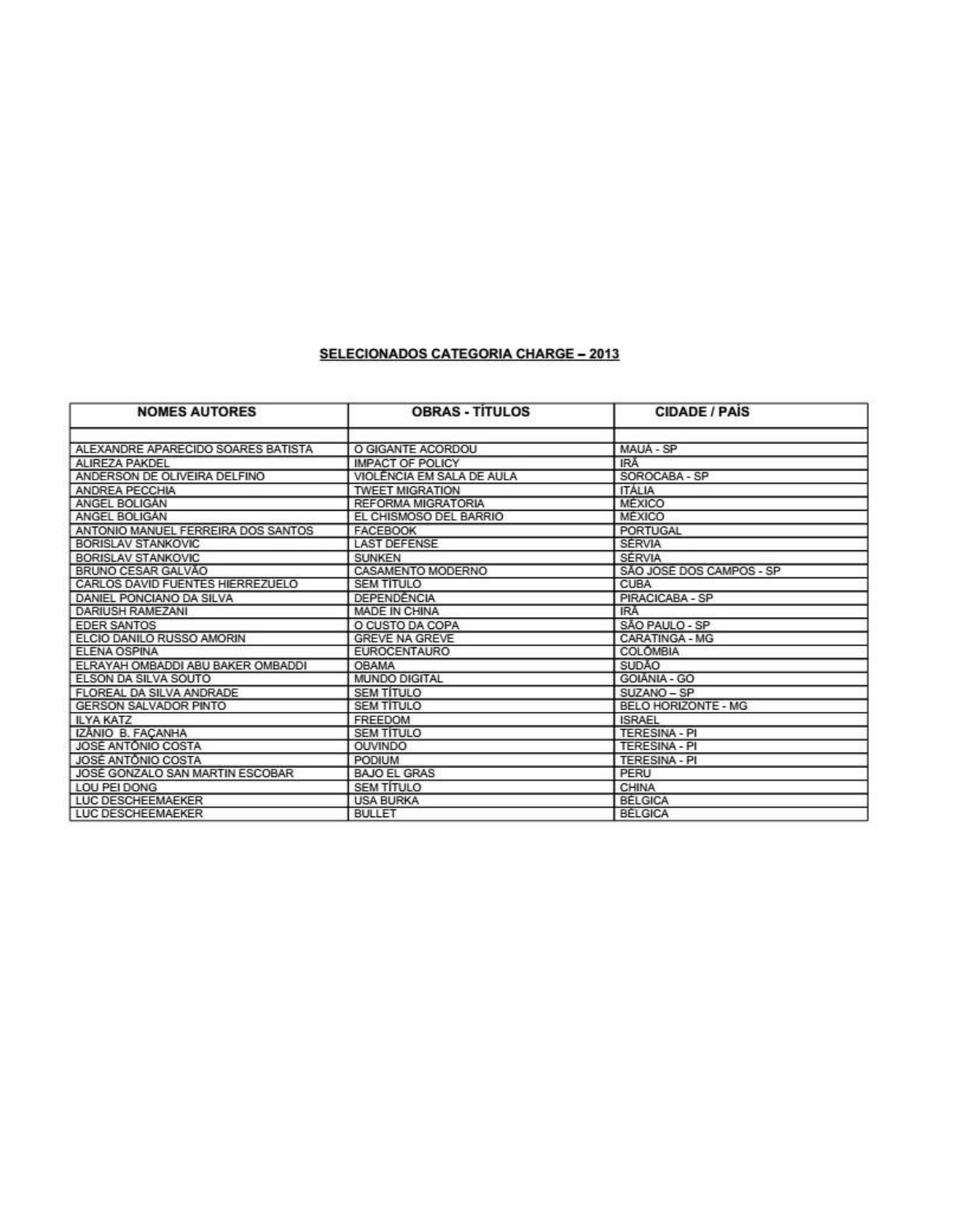**SELECIONADOS CATEGORIA CHARGE – 2013**

| NOMES AUTORES | OBRAS - TÍTULOS | CIDADE / PAÍS |
|---|---|---|
| | | |
| ALEXANDRE APARECIDO SOARES BATISTA | O GIGANTE ACORDOU | MAUÁ - SP |
| ALIREZA PAKDEL | IMPACT OF POLICY | IRÃ |
| ANDERSON DE OLIVEIRA DELFINO | VIOLÊNCIA EM SALA DE AULA | SOROCABA - SP |
| ANDREA PECCHIA | TWEET MIGRATION | ITÁLIA |
| ANGEL BOLIGÁN | REFORMA MIGRATORIA | MÉXICO |
| ANGEL BOLIGÁN | EL CHISMOSO DEL BARRIO | MÉXICO |
| ANTONIO MANUEL FERREIRA DOS SANTOS | FACEBOOK | PORTUGAL |
| BORISLAV STANKOVIC | LAST DEFENSE | SÉRVIA |
| BORISLAV STANKOVIC | SUNKEN | SÉRVIA |
| BRUNO CESAR GALVÃO | CASAMENTO MODERNO | SÃO JOSÉ DOS CAMPOS - SP |
| CARLOS DAVID FUENTES HIERREZUELO | SEM TÍTULO | CUBA |
| DANIEL PONCIANO DA SILVA | DEPENDÊNCIA | PIRACICABA - SP |
| DARIUSH RAMEZANI | MADE IN CHINA | IRÃ |
| EDER SANTOS | O CUSTO DA COPA | SÃO PAULO - SP |
| ELCIO DANILO RUSSO AMORIN | GREVE NA GREVE | CARATINGA - MG |
| ELENA OSPINA | EUROCENTAURO | COLÔMBIA |
| ELRAYAH OMBADDI ABU BAKER OMBADDI | OBAMA | SUDÃO |
| ELSON DA SILVA SOUTO | MUNDO DIGITAL | GOIÂNIA - GO |
| FLOREAL DA SILVA ANDRADE | SEM TÍTULO | SUZANO – SP |
| GERSON SALVADOR PINTO | SEM TÍTULO | BELO HORIZONTE - MG |
| ILYA KATZ | FREEDOM | ISRAEL |
| IZÂNIO B. FAÇANHA | SEM TÍTULO | TERESINA - PI |
| JOSÉ ANTÔNIO COSTA | OUVINDO | TERESINA - PI |
| JOSÉ ANTÔNIO COSTA | PODIUM | TERESINA - PI |
| JOSÉ GONZALO SAN MARTIN ESCOBAR | BAJO EL GRAS | PERU |
| LOU PEI DONG | SEM TÍTULO | CHINA |
| LUC DESCHEEMAEKER | USA BURKA | BÉLGICA |
| LUC DESCHEEMAEKER | BULLET | BÉLGICA |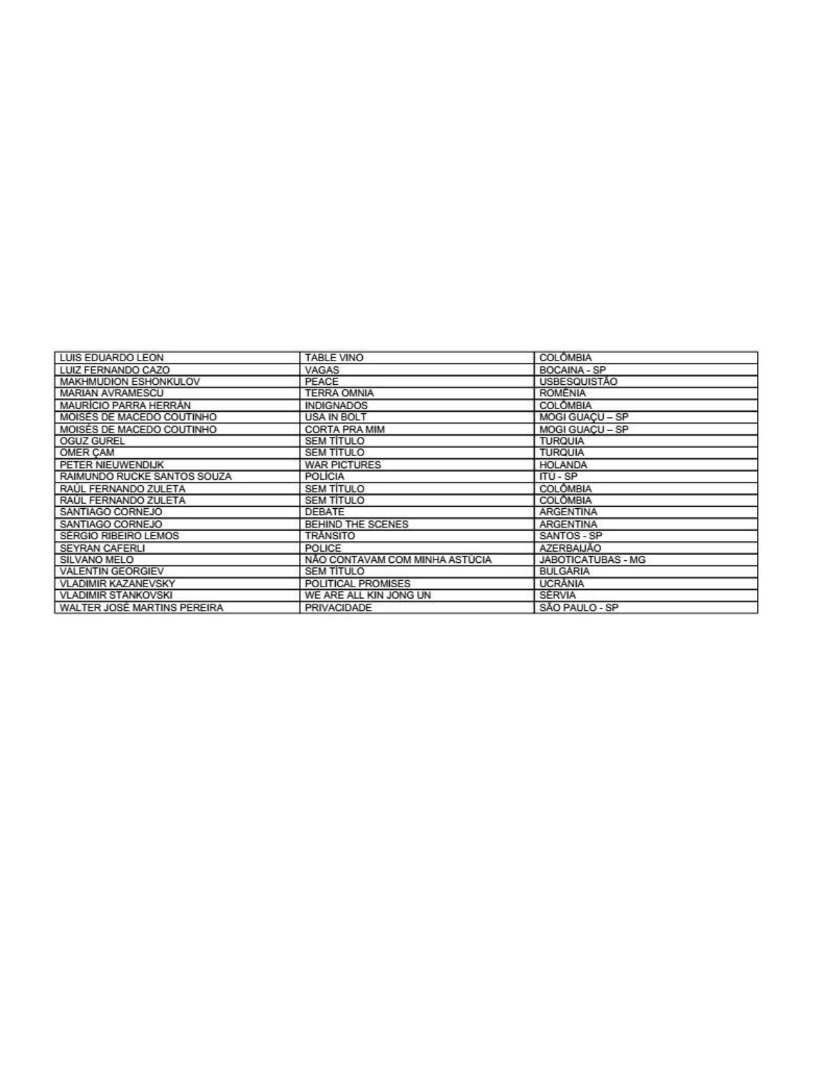| LUIS EDUARDO LEON | TABLE VINO | COLÔMBIA |
|---|---|---|
| LUIZ FERNANDO CAZO | VAGAS | BOCAINA - SP |
| MAKHMUDION ESHONKULOV | PEACE | USBESQUISTÃO |
| MARIAN AVRAMESCU | TERRA OMNIA | ROMÊNIA |
| MAURÍCIO PARRA HERRÁN | INDIGNADOS | COLÔMBIA |
| MOISÉS DE MACEDO COUTINHO | USA IN BOLT | MOGI GUAÇU – SP |
| MOISÉS DE MACEDO COUTINHO | CORTA PRA MIM | MOGI GUAÇU – SP |
| OGUZ GUREL | SEM TÍTULO | TURQUIA |
| OMER ÇAM | SEM TÍTULO | TURQUIA |
| PETER NIEUWENDIJK | WAR PICTURES | HOLANDA |
| RAIMUNDO RUCKE SANTOS SOUZA | POLÍCIA | ITÚ - SP |
| RAÚL FERNANDO ZULETA | SEM TÍTULO | COLÔMBIA |
| RAÚL FERNANDO ZULETA | SEM TÍTULO | COLÔMBIA |
| SANTIAGO CORNEJO | DEBATE | ARGENTINA |
| SANTIAGO CORNEJO | BEHIND THE SCENES | ARGENTINA |
| SÉRGIO RIBEIRO LEMOS | TRÂNSITO | SANTOS - SP |
| SEYRAN CAFERLI | POLICE | AZERBAIJÃO |
| SILVANO MELO | NÃO CONTAVAM COM MINHA ASTÚCIA | JABOTICATUBAS - MG |
| VALENTIN GEORGIEV | SEM TÍTULO | BULGÁRIA |
| VLADIMIR KAZANEVSKY | POLITICAL PROMISES | UCRÂNIA |
| VLADIMIR STANKOVSKI | WE ARE ALL KIN JONG UN | SÉRVIA |
| WALTER JOSÉ MARTINS PEREIRA | PRIVACIDADE | SÃO PAULO - SP |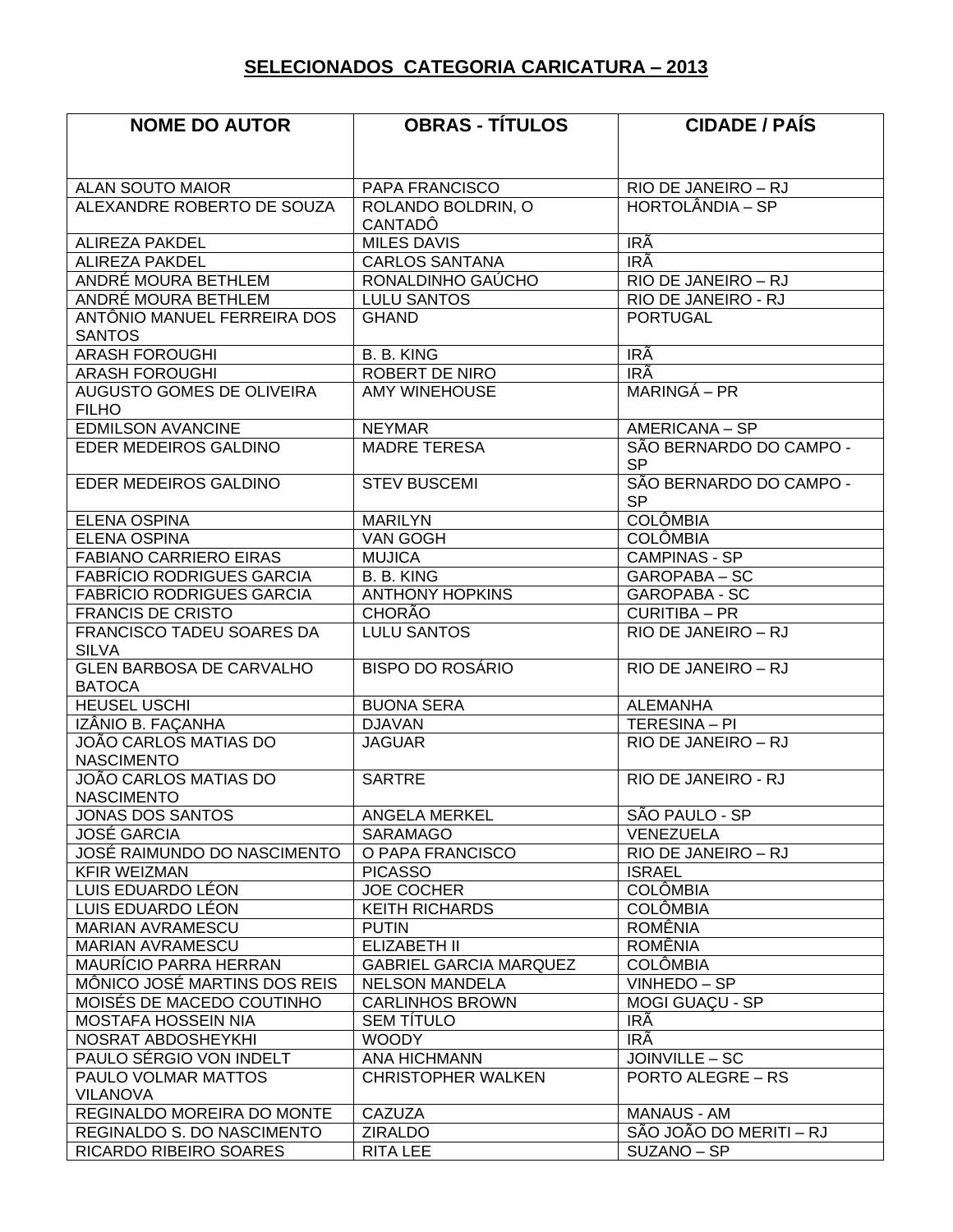## SELECIONADOS CATEGORIA CARICATURA – 2013

| NOME DO AUTOR | OBRAS - TÍTULOS | CIDADE / PAÍS |
|---|---|---|
| ALAN SOUTO MAIOR | PAPA FRANCISCO | RIO DE JANEIRO – RJ |
| ALEXANDRE ROBERTO DE SOUZA | ROLANDO BOLDRIN, O CANTADÔ | HORTOLÂNDIA – SP |
| ALIREZA PAKDEL | MILES DAVIS | IRÃ |
| ALIREZA PAKDEL | CARLOS SANTANA | IRÃ |
| ANDRÉ MOURA BETHLEM | RONALDINHO GAÚCHO | RIO DE JANEIRO – RJ |
| ANDRÉ MOURA BETHLEM | LULU SANTOS | RIO DE JANEIRO - RJ |
| ANTÔNIO MANUEL FERREIRA DOS SANTOS | GHAND | PORTUGAL |
| ARASH FOROUGHI | B. B. KING | IRÃ |
| ARASH FOROUGHI | ROBERT DE NIRO | IRÃ |
| AUGUSTO GOMES DE OLIVEIRA FILHO | AMY WINEHOUSE | MARINGÁ – PR |
| EDMILSON AVANCINE | NEYMAR | AMERICANA – SP |
| EDER MEDEIROS GALDINO | MADRE TERESA | SÃO BERNARDO DO CAMPO - SP |
| EDER MEDEIROS GALDINO | STEV BUSCEMI | SÃO BERNARDO DO CAMPO - SP |
| ELENA OSPINA | MARILYN | COLÔMBIA |
| ELENA OSPINA | VAN GOGH | COLÔMBIA |
| FABIANO CARRIERO EIRAS | MUJICA | CAMPINAS - SP |
| FABRÍCIO RODRIGUES GARCIA | B. B. KING | GAROPABA – SC |
| FABRÍCIO RODRIGUES GARCIA | ANTHONY HOPKINS | GAROPABA - SC |
| FRANCIS DE CRISTO | CHORÃO | CURITIBA – PR |
| FRANCISCO TADEU SOARES DA SILVA | LULU SANTOS | RIO DE JANEIRO – RJ |
| GLEN BARBOSA DE CARVALHO BATOCA | BISPO DO ROSÁRIO | RIO DE JANEIRO – RJ |
| HEUSEL USCHI | BUONA SERA | ALEMANHA |
| IZÂNIO B. FAÇANHA | DJAVAN | TERESINA – PI |
| JOÃO CARLOS MATIAS DO NASCIMENTO | JAGUAR | RIO DE JANEIRO – RJ |
| JOÃO CARLOS MATIAS DO NASCIMENTO | SARTRE | RIO DE JANEIRO - RJ |
| JONAS DOS SANTOS | ANGELA MERKEL | SÃO PAULO - SP |
| JOSÉ GARCIA | SARAMAGO | VENEZUELA |
| JOSÉ RAIMUNDO DO NASCIMENTO | O PAPA FRANCISCO | RIO DE JANEIRO – RJ |
| KFIR WEIZMAN | PICASSO | ISRAEL |
| LUIS EDUARDO LÉON | JOE COCHER | COLÔMBIA |
| LUIS EDUARDO LÉON | KEITH RICHARDS | COLÔMBIA |
| MARIAN AVRAMESCU | PUTIN | ROMÊNIA |
| MARIAN AVRAMESCU | ELIZABETH II | ROMÊNIA |
| MAURÍCIO PARRA HERRAN | GABRIEL GARCIA MARQUEZ | COLÔMBIA |
| MÔNICO JOSÉ MARTINS DOS REIS | NELSON MANDELA | VINHEDO – SP |
| MOISÉS DE MACEDO COUTINHO | CARLINHOS BROWN | MOGI GUAÇU - SP |
| MOSTAFA HOSSEIN NIA | SEM TÍTULO | IRÃ |
| NOSRAT ABDOSHEYKHI | WOODY | IRÃ |
| PAULO SÉRGIO VON INDELT | ANA HICHMANN | JOINVILLE – SC |
| PAULO VOLMAR MATTOS VILANOVA | CHRISTOPHER WALKEN | PORTO ALEGRE – RS |
| REGINALDO MOREIRA DO MONTE | CAZUZA | MANAUS - AM |
| REGINALDO S. DO NASCIMENTO | ZIRALDO | SÃO JOÃO DO MERITI – RJ |
| RICARDO RIBEIRO SOARES | RITA LEE | SUZANO – SP |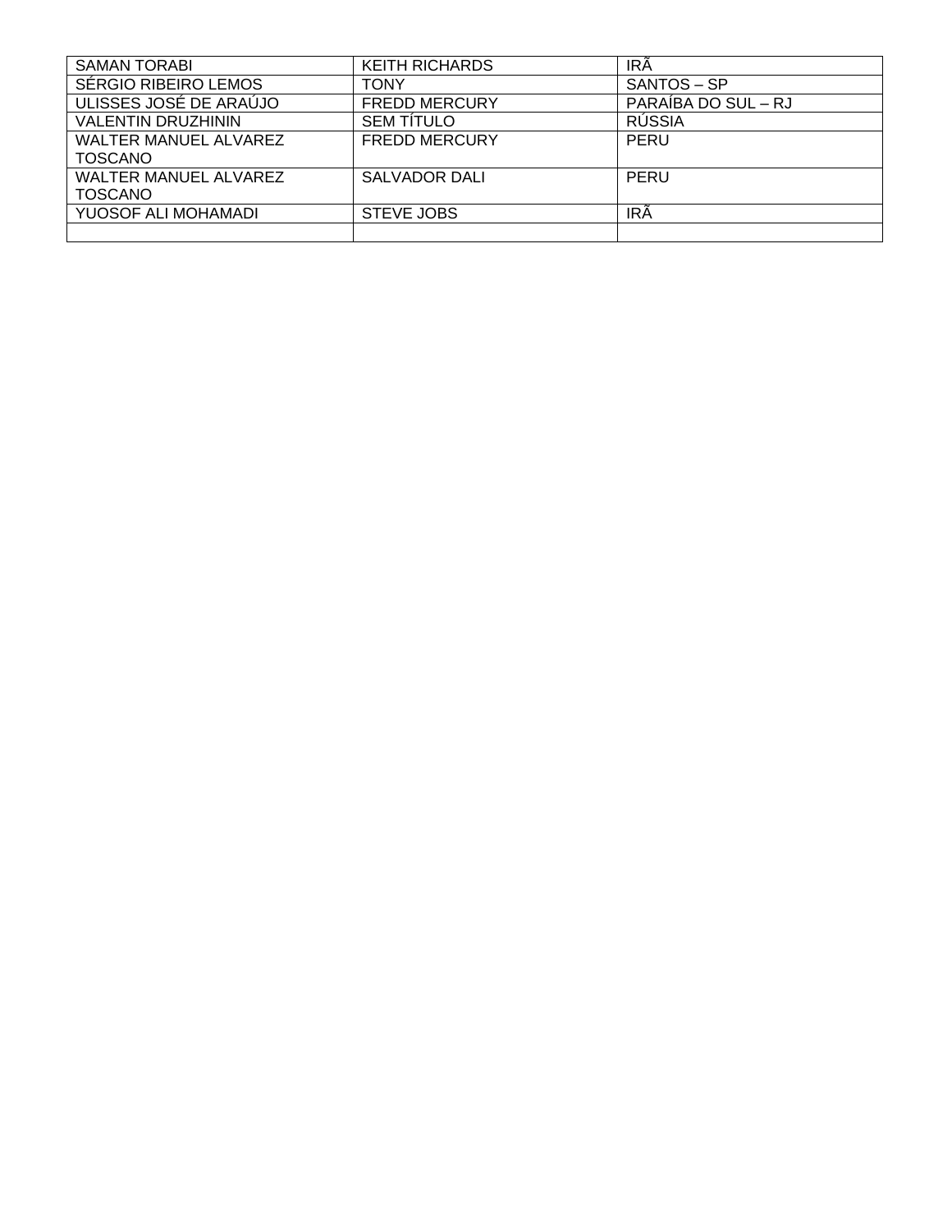| | | |
|---|---|---|
| SAMAN TORABI | KEITH RICHARDS | IRÃ |
| SÉRGIO RIBEIRO LEMOS | TONY | SANTOS – SP |
| ULISSES JOSÉ DE ARAÚJO | FREDD MERCURY | PARAÍBA DO SUL – RJ |
| VALENTIN DRUZHININ | SEM TÍTULO | RÚSSIA |
| WALTER MANUEL ALVAREZ TOSCANO | FREDD MERCURY | PERU |
| WALTER MANUEL ALVAREZ TOSCANO | SALVADOR DALI | PERU |
| YUOSOF ALI MOHAMADI | STEVE JOBS | IRÃ |
| | | |